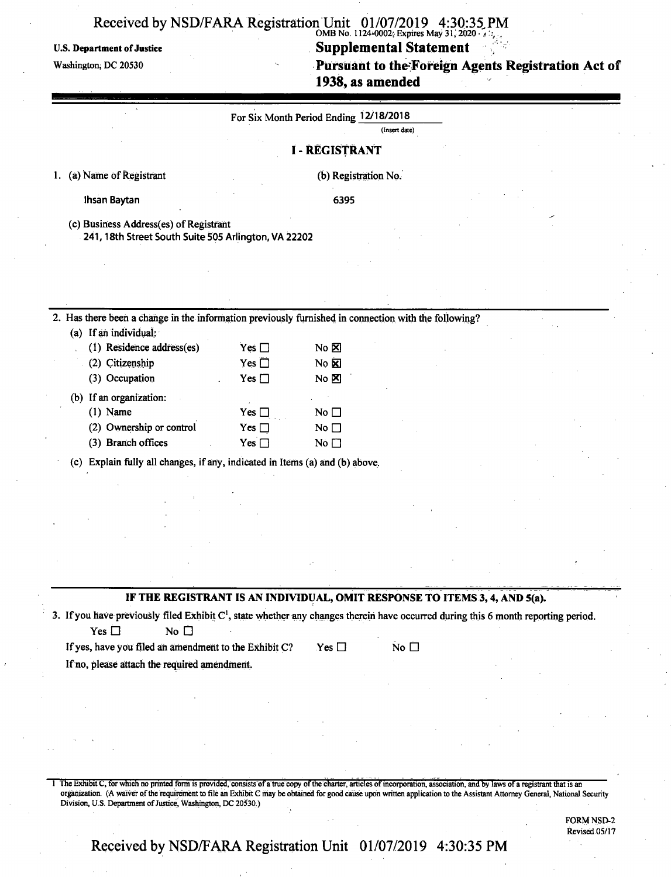U.S. Department of Justice
Washington, DC 20530

OMB No. 1124-0002; Expires May 31, 2020

# Supplemental Statement Pursuant to the Foreign Agents Registration Act of 1938, as amended

For Six Month Period Ending 12/18/2018
(Insert date)

## I - REGISTRANT

1. (a) Name of Registrant

   Ihsan Baytan

   (b) Registration No.

   6395

   (c) Business Address(es) of Registrant

   241, 18th Street South Suite 505 Arlington, VA 22202

2. Has there been a change in the information previously furnished in connection with the following?

   (a) If an individual:

| | | |
|---|---|---|
| (1) Residence address(es) | Yes ☐ | No ☒ |
| (2) Citizenship | Yes ☐ | No ☒ |
| (3) Occupation | Yes ☐ | No ☒ |

   (b) If an organization:

| | | |
|---|---|---|
| (1) Name | Yes ☐ | No ☐ |
| (2) Ownership or control | Yes ☐ | No ☐ |
| (3) Branch offices | Yes ☐ | No ☐ |

   (c) Explain fully all changes, if any, indicated in Items (a) and (b) above.

**IF THE REGISTRANT IS AN INDIVIDUAL, OMIT RESPONSE TO ITEMS 3, 4, AND 5(a).**

3. If you have previously filed Exhibit C[1], state whether any changes therein have occurred during this 6 month reporting period.

   Yes ☐ No ☐

   If yes, have you filed an amendment to the Exhibit C? Yes ☐ No ☐

   If no, please attach the required amendment.

[1] The Exhibit C, for which no printed form is provided, consists of a true copy of the charter, articles of incorporation, association, and by laws of a registrant that is an organization. (A waiver of the requirement to file an Exhibit C may be obtained for good cause upon written application to the Assistant Attorney General, National Security Division, U.S. Department of Justice, Washington, DC 20530.)

FORM NSD-2
Revised 05/17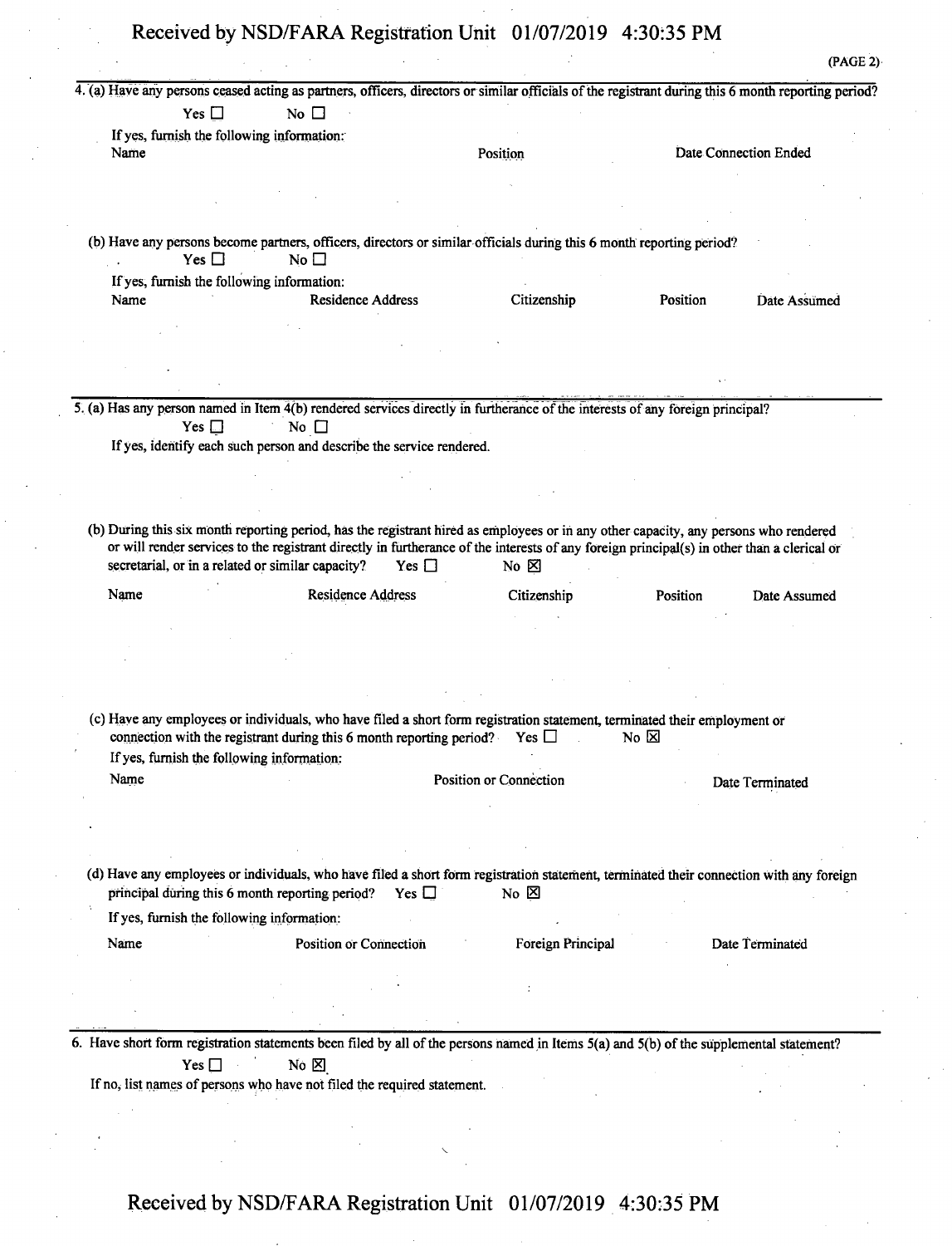(PAGE 2)

4. (a) Have any persons ceased acting as partners, officers, directors or similar officials of the registrant during this 6 month reporting period?

Yes ☐ No ☐

If yes, furnish the following information:

| Name | Position | Date Connection Ended |
| --- | --- | --- |
| | | |

(b) Have any persons become partners, officers, directors or similar officials during this 6 month reporting period?

Yes ☐ No ☐

If yes, furnish the following information:

| Name | Residence Address | Citizenship | Position | Date Assumed |
| --- | --- | --- | --- | --- |
| | | | | |

5. (a) Has any person named in Item 4(b) rendered services directly in furtherance of the interests of any foreign principal?

Yes ☐ No ☐

If yes, identify each such person and describe the service rendered.

(b) During this six month reporting period, has the registrant hired as employees or in any other capacity, any persons who rendered or will render services to the registrant directly in furtherance of the interests of any foreign principal(s) in other than a clerical or secretarial, or in a related or similar capacity? Yes ☐ No ☒

| Name | Residence Address | Citizenship | Position | Date Assumed |
| --- | --- | --- | --- | --- |
| | | | | |

(c) Have any employees or individuals, who have filed a short form registration statement, terminated their employment or connection with the registrant during this 6 month reporting period? Yes ☐ No ☒

If yes, furnish the following information:

| Name | Position or Connection | Date Terminated |
| --- | --- | --- |
| | | |

(d) Have any employees or individuals, who have filed a short form registration statement, terminated their connection with any foreign principal during this 6 month reporting period? Yes ☐ No ☒

If yes, furnish the following information:

| Name | Position or Connection | Foreign Principal | Date Terminated |
| --- | --- | --- | --- |
| | | | |

6. Have short form registration statements been filed by all of the persons named in Items 5(a) and 5(b) of the supplemental statement?

Yes ☐ No ☒

If no, list names of persons who have not filed the required statement.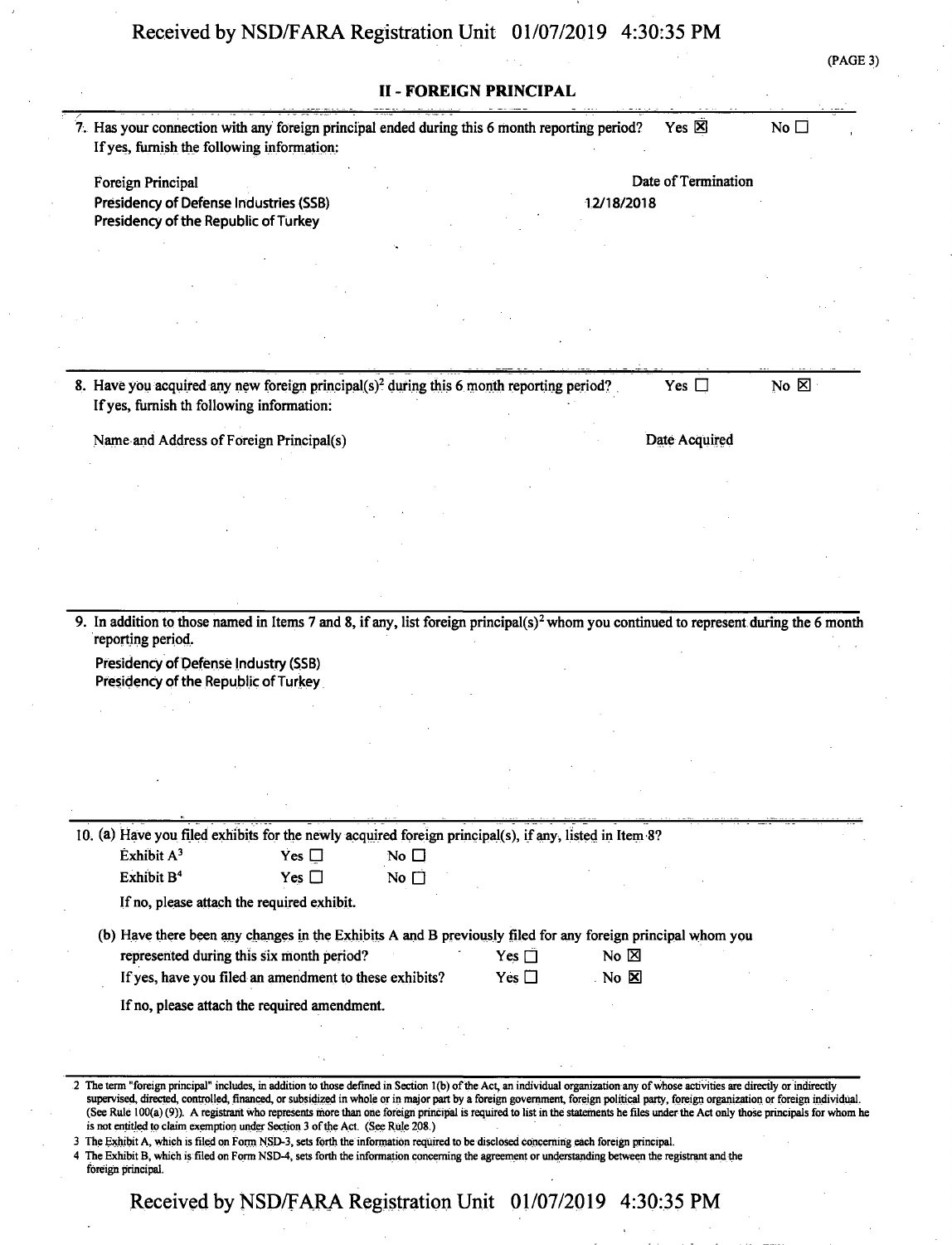## II - FOREIGN PRINCIPAL

7. Has your connection with any foreign principal ended during this 6 month reporting period? Yes ☒ No ☐

   If yes, furnish the following information:

| Foreign Principal | Date of Termination |
|---|---|
| Presidency of Defense Industries (SSB) | 12/18/2018 |
| Presidency of the Republic of Turkey | |

8. Have you acquired any new foreign principal(s)[2] during this 6 month reporting period? Yes ☐ No ☒

   If yes, furnish th following information:

| Name and Address of Foreign Principal(s) | Date Acquired |
|---|---|
| | |

9. In addition to those named in Items 7 and 8, if any, list foreign principal(s)[2] whom you continued to represent during the 6 month reporting period.

   Presidency of Defense Industry (SSB)
   Presidency of the Republic of Turkey

10. (a) Have you filed exhibits for the newly acquired foreign principal(s), if any, listed in Item 8?

    Exhibit A[3] Yes ☐ No ☐
    Exhibit B[4] Yes ☐ No ☐

    If no, please attach the required exhibit.

    (b) Have there been any changes in the Exhibits A and B previously filed for any foreign principal whom you represented during this six month period? Yes ☐ No ☒

    If yes, have you filed an amendment to these exhibits? Yes ☐ No ☒

    If no, please attach the required amendment.

---

2 The term "foreign principal" includes, in addition to those defined in Section 1(b) of the Act, an individual organization any of whose activities are directly or indirectly supervised, directed, controlled, financed, or subsidized in whole or in major part by a foreign government, foreign political party, foreign organization or foreign individual. (See Rule 100(a) (9)). A registrant who represents more than one foreign principal is required to list in the statements he files under the Act only those principals for whom he is not entitled to claim exemption under Section 3 of the Act. (See Rule 208.)

3 The Exhibit A, which is filed on Form NSD-3, sets forth the information required to be disclosed concerning each foreign principal.

4 The Exhibit B, which is filed on Form NSD-4, sets forth the information concerning the agreement or understanding between the registrant and the foreign principal.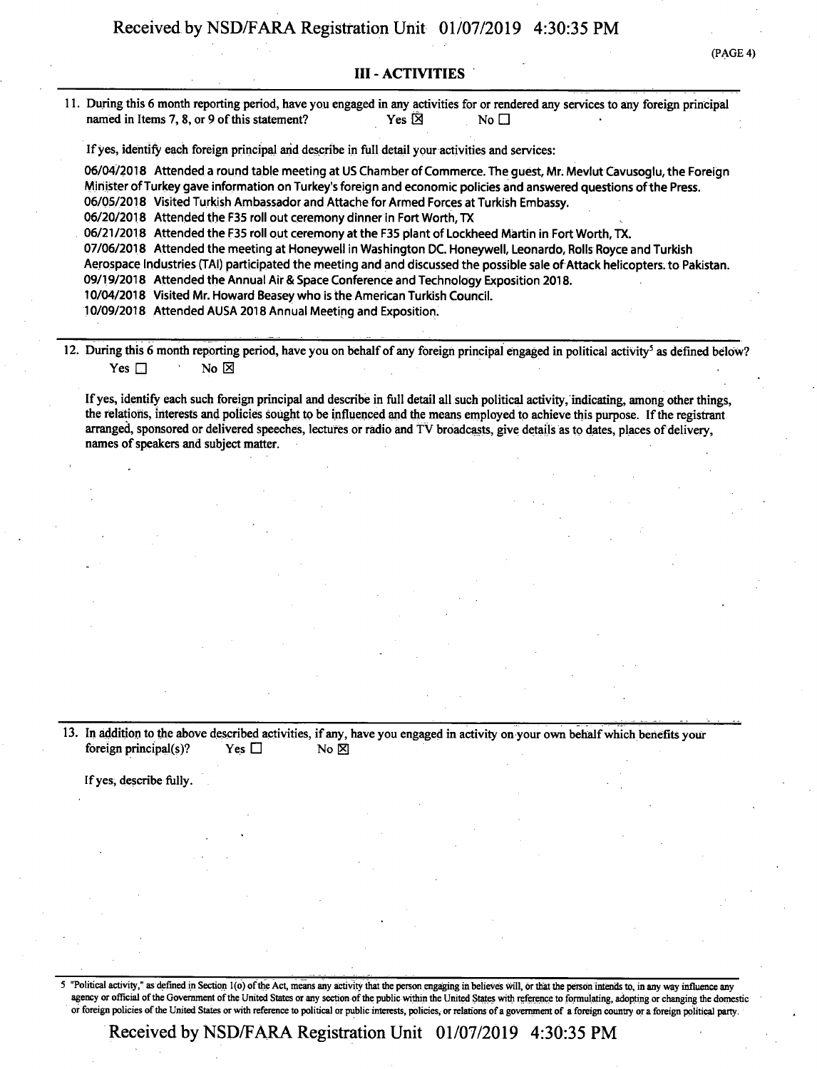## III - ACTIVITIES

11. During this 6 month reporting period, have you engaged in any activities for or rendered any services to any foreign principal named in Items 7, 8, or 9 of this statement? Yes ☒ No ☐

If yes, identify each foreign principal and describe in full detail your activities and services:

06/04/2018 Attended a round table meeting at US Chamber of Commerce. The guest, Mr. Mevlut Cavusoglu, the Foreign Minister of Turkey gave information on Turkey's foreign and economic policies and answered questions of the Press.
06/05/2018 Visited Turkish Ambassador and Attache for Armed Forces at Turkish Embassy.
06/20/2018 Attended the F35 roll out ceremony dinner in Fort Worth, TX
06/21/2018 Attended the F35 roll out ceremony at the F35 plant of Lockheed Martin in Fort Worth, TX.
07/06/2018 Attended the meeting at Honeywell in Washington DC. Honeywell, Leonardo, Rolls Royce and Turkish Aerospace Industries (TAI) participated the meeting and and discussed the possible sale of Attack helicopters. to Pakistan.
09/19/2018 Attended the Annual Air & Space Conference and Technology Exposition 2018.
10/04/2018 Visited Mr. Howard Beasey who is the American Turkish Council.
10/09/2018 Attended AUSA 2018 Annual Meeting and Exposition.

12. During this 6 month reporting period, have you on behalf of any foreign principal engaged in political activity[5] as defined below? Yes ☐ No ☒

If yes, identify each such foreign principal and describe in full detail all such political activity, indicating, among other things, the relations, interests and policies sought to be influenced and the means employed to achieve this purpose. If the registrant arranged, sponsored or delivered speeches, lectures or radio and TV broadcasts, give details as to dates, places of delivery, names of speakers and subject matter.

13. In addition to the above described activities, if any, have you engaged in activity on your own behalf which benefits your foreign principal(s)? Yes ☐ No ☒

If yes, describe fully.

[5] "Political activity," as defined in Section 1(o) of the Act, means any activity that the person engaging in believes will, or that the person intends to, in any way influence any agency or official of the Government of the United States or any section of the public within the United States with reference to formulating, adopting or changing the domestic or foreign policies of the United States or with reference to political or public interests, policies, or relations of a government of a foreign country or a foreign political party.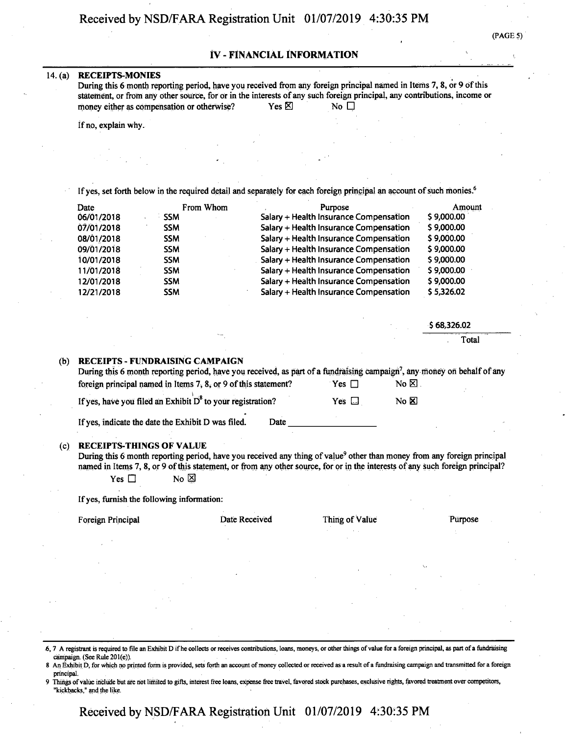(PAGE 5)

## IV - FINANCIAL INFORMATION

14. (a) **RECEIPTS-MONIES**

During this 6 month reporting period, have you received from any foreign principal named in Items 7, 8, or 9 of this statement, or from any other source, for or in the interests of any such foreign principal, any contributions, income or money either as compensation or otherwise? Yes ☒ No ☐

If no, explain why.

If yes, set forth below in the required detail and separately for each foreign principal an account of such monies.[6]

| Date | From Whom | Purpose | Amount |
|---|---|---|---|
| 06/01/2018 | SSM | Salary + Health Insurance Compensation | $ 9,000.00 |
| 07/01/2018 | SSM | Salary + Health Insurance Compensation | $ 9,000.00 |
| 08/01/2018 | SSM | Salary + Health Insurance Compensation | $ 9,000.00 |
| 09/01/2018 | SSM | Salary + Health Insurance Compensation | $ 9,000.00 |
| 10/01/2018 | SSM | Salary + Health Insurance Compensation | $ 9,000.00 |
| 11/01/2018 | SSM | Salary + Health Insurance Compensation | $ 9,000.00 |
| 12/01/2018 | SSM | Salary + Health Insurance Compensation | $ 9,000.00 |
| 12/21/2018 | SSM | Salary + Health Insurance Compensation | $ 5,326.02 |

$ 68,326.02
Total

(b) **RECEIPTS - FUNDRAISING CAMPAIGN**

During this 6 month reporting period, have you received, as part of a fundraising campaign[7], any money on behalf of any foreign principal named in Items 7, 8, or 9 of this statement? Yes ☐ No ☒

If yes, have you filed an Exhibit D[8] to your registration? Yes ☐ No ☒

If yes, indicate the date the Exhibit D was filed. Date ____________

(c) **RECEIPTS-THINGS OF VALUE**

During this 6 month reporting period, have you received any thing of value[9] other than money from any foreign principal named in Items 7, 8, or 9 of this statement, or from any other source, for or in the interests of any such foreign principal?
Yes ☐ No ☒

If yes, furnish the following information:

| Foreign Principal | Date Received | Thing of Value | Purpose |
|---|---|---|---|

6, 7 A registrant is required to file an Exhibit D if he collects or receives contributions, loans, moneys, or other things of value for a foreign principal, as part of a fundraising campaign. (See Rule 201(e)).

8 An Exhibit D, for which no printed form is provided, sets forth an account of money collected or received as a result of a fundraising campaign and transmitted for a foreign principal.

9 Things of value include but are not limited to gifts, interest free loans, expense free travel, favored stock purchases, exclusive rights, favored treatment over competitors, "kickbacks," and the like.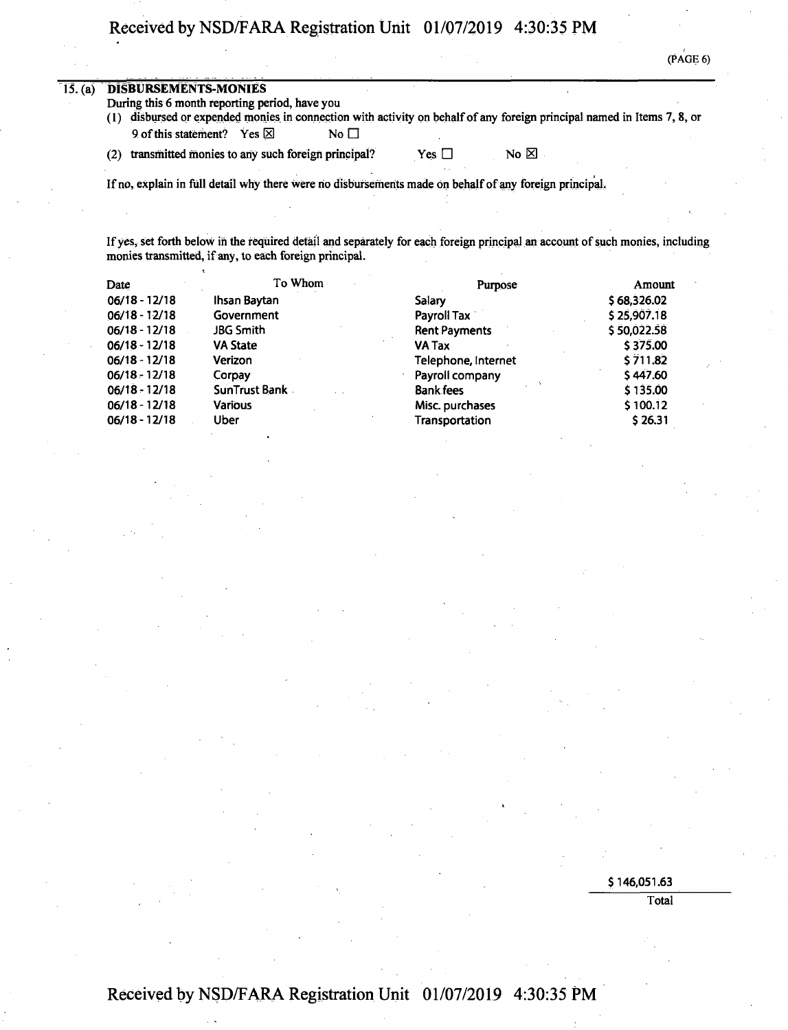15. (a) **DISBURSEMENTS-MONIES**

During this 6 month reporting period, have you

(1) disbursed or expended monies in connection with activity on behalf of any foreign principal named in Items 7, 8, or 9 of this statement? Yes ☒ No ☐

(2) transmitted monies to any such foreign principal? Yes ☐ No ☒

If no, explain in full detail why there were no disbursements made on behalf of any foreign principal.

If yes, set forth below in the required detail and separately for each foreign principal an account of such monies, including monies transmitted, if any, to each foreign principal.

| Date | To Whom | Purpose | Amount |
|---|---|---|---|
| 06/18 - 12/18 | Ihsan Baytan | Salary | $ 68,326.02 |
| 06/18 - 12/18 | Government | Payroll Tax | $ 25,907.18 |
| 06/18 - 12/18 | JBG Smith | Rent Payments | $ 50,022.58 |
| 06/18 - 12/18 | VA State | VA Tax | $ 375.00 |
| 06/18 - 12/18 | Verizon | Telephone, Internet | $ 711.82 |
| 06/18 - 12/18 | Corpay | Payroll company | $ 447.60 |
| 06/18 - 12/18 | SunTrust Bank | Bank fees | $ 135.00 |
| 06/18 - 12/18 | Various | Misc. purchases | $ 100.12 |
| 06/18 - 12/18 | Uber | Transportation | $ 26.31 |

$ 146,051.63
Total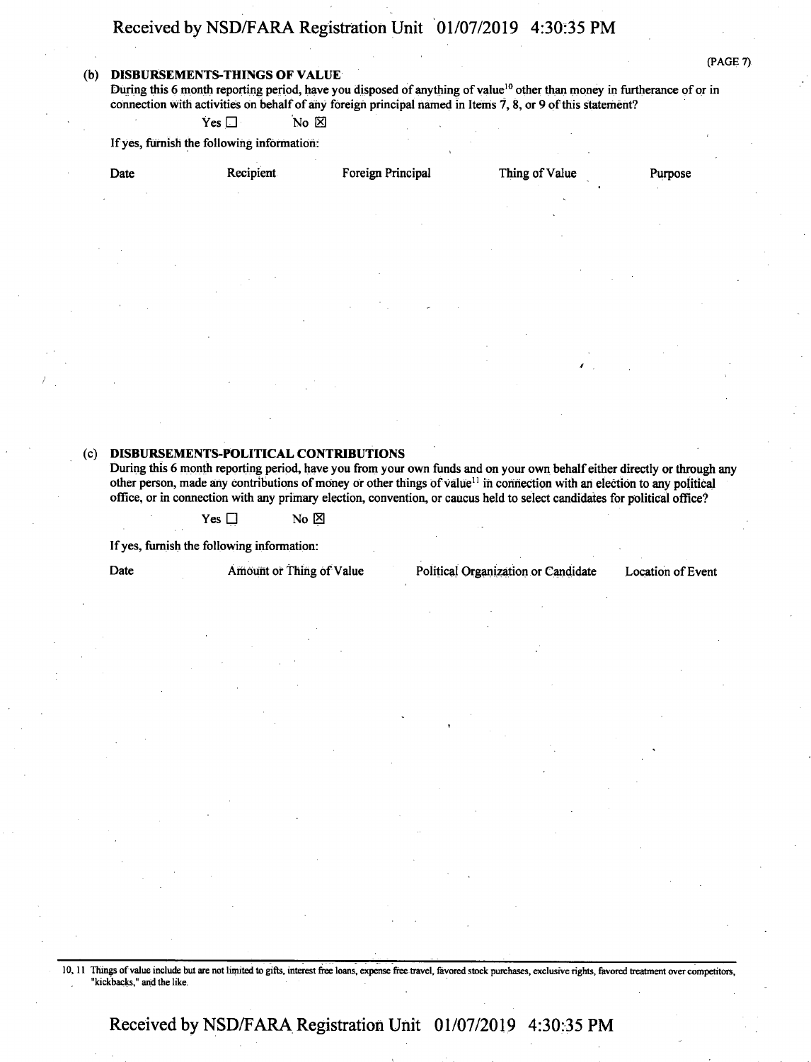(b) **DISBURSEMENTS-THINGS OF VALUE**

During this 6 month reporting period, have you disposed of anything of value[10] other than money in furtherance of or in connection with activities on behalf of any foreign principal named in Items 7, 8, or 9 of this statement?

Yes ☐ No ☒

If yes, furnish the following information:

| Date | Recipient | Foreign Principal | Thing of Value | Purpose |
|---|---|---|---|---|

(c) **DISBURSEMENTS-POLITICAL CONTRIBUTIONS**

During this 6 month reporting period, have you from your own funds and on your own behalf either directly or through any other person, made any contributions of money or other things of value[11] in connection with an election to any political office, or in connection with any primary election, convention, or caucus held to select candidates for political office?

Yes ☐ No ☒

If yes, furnish the following information:

| Date | Amount or Thing of Value | Political Organization or Candidate | Location of Event |
|---|---|---|---|

10, 11 Things of value include but are not limited to gifts, interest free loans, expense free travel, favored stock purchases, exclusive rights, favored treatment over competitors, "kickbacks," and the like.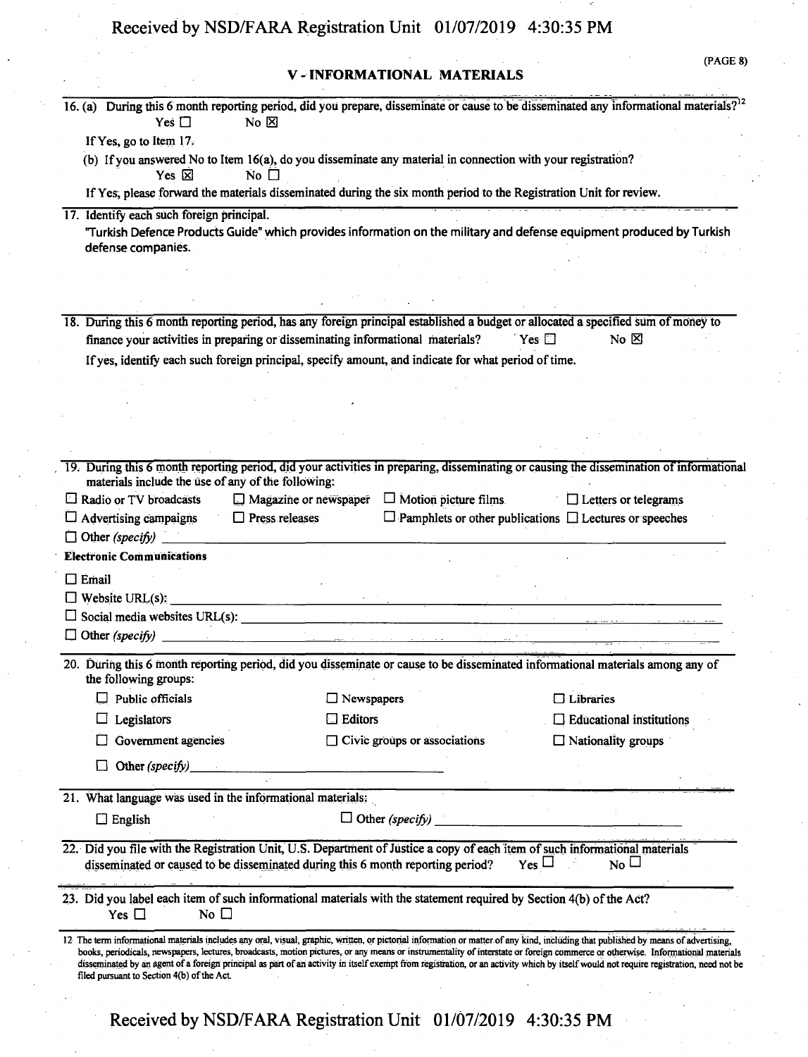## V - INFORMATIONAL MATERIALS

16. (a) During this 6 month reporting period, did you prepare, disseminate or cause to be disseminated any informational materials?[12]
    Yes ☐ No ☒

    If Yes, go to Item 17.

    (b) If you answered No to Item 16(a), do you disseminate any material in connection with your registration?
    Yes ☒ No ☐

    If Yes, please forward the materials disseminated during the six month period to the Registration Unit for review.

17. Identify each such foreign principal.

    "Turkish Defence Products Guide" which provides information on the military and defense equipment produced by Turkish defense companies.

18. During this 6 month reporting period, has any foreign principal established a budget or allocated a specified sum of money to finance your activities in preparing or disseminating informational materials? Yes ☐ No ☒

    If yes, identify each such foreign principal, specify amount, and indicate for what period of time.

19. During this 6 month reporting period, did your activities in preparing, disseminating or causing the dissemination of informational materials include the use of any of the following:

    ☐ Radio or TV broadcasts ☐ Magazine or newspaper ☐ Motion picture films ☐ Letters or telegrams
    ☐ Advertising campaigns ☐ Press releases ☐ Pamphlets or other publications ☐ Lectures or speeches
    ☐ Other *(specify)* \_\_\_\_\_\_\_\_\_\_

    **Electronic Communications**

    ☐ Email
    ☐ Website URL(s): \_\_\_\_\_\_\_\_\_\_
    ☐ Social media websites URL(s): \_\_\_\_\_\_\_\_\_\_
    ☐ Other *(specify)* \_\_\_\_\_\_\_\_\_\_

20. During this 6 month reporting period, did you disseminate or cause to be disseminated informational materials among any of the following groups:

    ☐ Public officials ☐ Newspapers ☐ Libraries
    ☐ Legislators ☐ Editors ☐ Educational institutions
    ☐ Government agencies ☐ Civic groups or associations ☐ Nationality groups
    ☐ Other *(specify)* \_\_\_\_\_\_\_\_\_\_

21. What language was used in the informational materials:

    ☐ English ☐ Other *(specify)* \_\_\_\_\_\_\_\_\_\_

22. Did you file with the Registration Unit, U.S. Department of Justice a copy of each item of such informational materials disseminated or caused to be disseminated during this 6 month reporting period? Yes ☐ No ☐

23. Did you label each item of such informational materials with the statement required by Section 4(b) of the Act?
    Yes ☐ No ☐

[12] The term informational materials includes any oral, visual, graphic, written, or pictorial information or matter of any kind, including that published by means of advertising, books, periodicals, newspapers, lectures, broadcasts, motion pictures, or any means or instrumentality of interstate or foreign commerce or otherwise. Informational materials disseminated by an agent of a foreign principal as part of an activity in itself exempt from registration, or an activity which by itself would not require registration, need not be filed pursuant to Section 4(b) of the Act.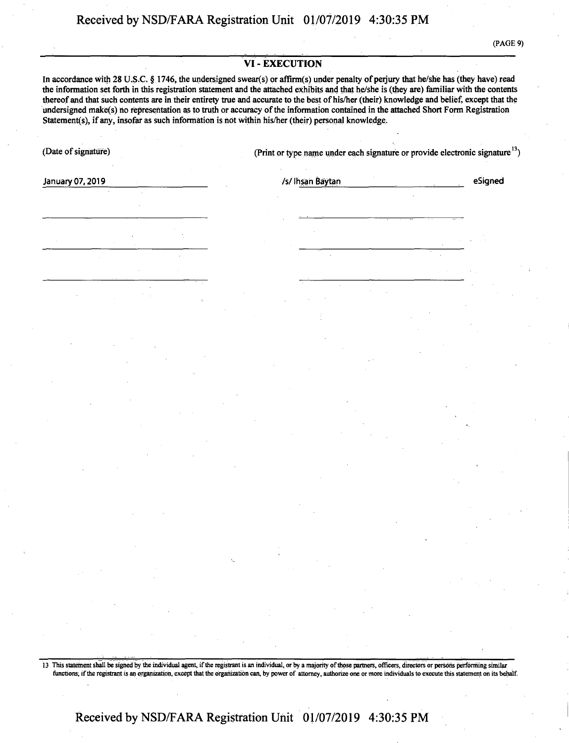## VI - EXECUTION

In accordance with 28 U.S.C. § 1746, the undersigned swear(s) or affirm(s) under penalty of perjury that he/she has (they have) read the information set forth in this registration statement and the attached exhibits and that he/she is (they are) familiar with the contents thereof and that such contents are in their entirety true and accurate to the best of his/her (their) knowledge and belief, except that the undersigned make(s) no representation as to truth or accuracy of the information contained in the attached Short Form Registration Statement(s), if any, insofar as such information is not within his/her (their) personal knowledge.

| (Date of signature) | (Print or type name under each signature or provide electronic signature[13]) | |
|---|---|---|
| January 07, 2019 | /s/ Ihsan Baytan | eSigned |
| | | |
| | | |
| | | |

13 This statement shall be signed by the individual agent, if the registrant is an individual, or by a majority of those partners, officers, directors or persons performing similar functions, if the registrant is an organization, except that the organization can, by power of attorney, authorize one or more individuals to execute this statement on its behalf.